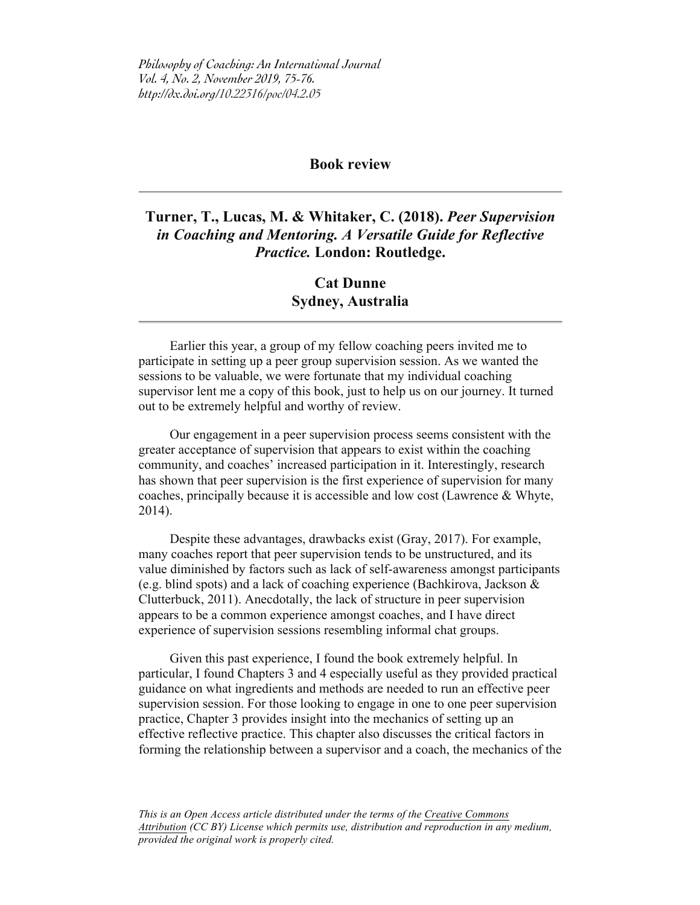## Book review

---

### Turner, T., Lucas, M. & Whitaker, C. (2018). *Peer Supervision in Coaching and Mentoring. A Versatile Guide for Reflective Practice.* London: Routledge.

**Cat Dunne**
**Sydney, Australia**

---

Earlier this year, a group of my fellow coaching peers invited me to participate in setting up a peer group supervision session. As we wanted the sessions to be valuable, we were fortunate that my individual coaching supervisor lent me a copy of this book, just to help us on our journey. It turned out to be extremely helpful and worthy of review.

Our engagement in a peer supervision process seems consistent with the greater acceptance of supervision that appears to exist within the coaching community, and coaches' increased participation in it. Interestingly, research has shown that peer supervision is the first experience of supervision for many coaches, principally because it is accessible and low cost (Lawrence & Whyte, 2014).

Despite these advantages, drawbacks exist (Gray, 2017). For example, many coaches report that peer supervision tends to be unstructured, and its value diminished by factors such as lack of self-awareness amongst participants (e.g. blind spots) and a lack of coaching experience (Bachkirova, Jackson & Clutterbuck, 2011). Anecdotally, the lack of structure in peer supervision appears to be a common experience amongst coaches, and I have direct experience of supervision sessions resembling informal chat groups.

Given this past experience, I found the book extremely helpful. In particular, I found Chapters 3 and 4 especially useful as they provided practical guidance on what ingredients and methods are needed to run an effective peer supervision session. For those looking to engage in one to one peer supervision practice, Chapter 3 provides insight into the mechanics of setting up an effective reflective practice. This chapter also discusses the critical factors in forming the relationship between a supervisor and a coach, the mechanics of the

*This is an Open Access article distributed under the terms of the Creative Commons Attribution (CC BY) License which permits use, distribution and reproduction in any medium, provided the original work is properly cited.*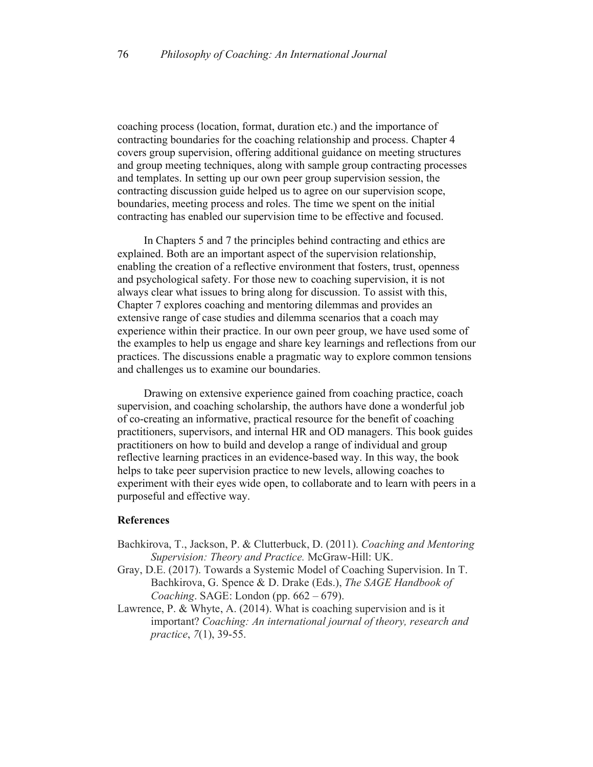coaching process (location, format, duration etc.) and the importance of contracting boundaries for the coaching relationship and process. Chapter 4 covers group supervision, offering additional guidance on meeting structures and group meeting techniques, along with sample group contracting processes and templates. In setting up our own peer group supervision session, the contracting discussion guide helped us to agree on our supervision scope, boundaries, meeting process and roles. The time we spent on the initial contracting has enabled our supervision time to be effective and focused.

In Chapters 5 and 7 the principles behind contracting and ethics are explained. Both are an important aspect of the supervision relationship, enabling the creation of a reflective environment that fosters, trust, openness and psychological safety. For those new to coaching supervision, it is not always clear what issues to bring along for discussion. To assist with this, Chapter 7 explores coaching and mentoring dilemmas and provides an extensive range of case studies and dilemma scenarios that a coach may experience within their practice. In our own peer group, we have used some of the examples to help us engage and share key learnings and reflections from our practices. The discussions enable a pragmatic way to explore common tensions and challenges us to examine our boundaries.

Drawing on extensive experience gained from coaching practice, coach supervision, and coaching scholarship, the authors have done a wonderful job of co-creating an informative, practical resource for the benefit of coaching practitioners, supervisors, and internal HR and OD managers. This book guides practitioners on how to build and develop a range of individual and group reflective learning practices in an evidence-based way. In this way, the book helps to take peer supervision practice to new levels, allowing coaches to experiment with their eyes wide open, to collaborate and to learn with peers in a purposeful and effective way.

**References**

Bachkirova, T., Jackson, P. & Clutterbuck, D. (2011). *Coaching and Mentoring Supervision: Theory and Practice.* McGraw-Hill: UK.

Gray, D.E. (2017). Towards a Systemic Model of Coaching Supervision. In T. Bachkirova, G. Spence & D. Drake (Eds.), *The SAGE Handbook of Coaching*. SAGE: London (pp. 662 – 679).

Lawrence, P. & Whyte, A. (2014). What is coaching supervision and is it important? *Coaching: An international journal of theory, research and practice*, *7*(1), 39-55.